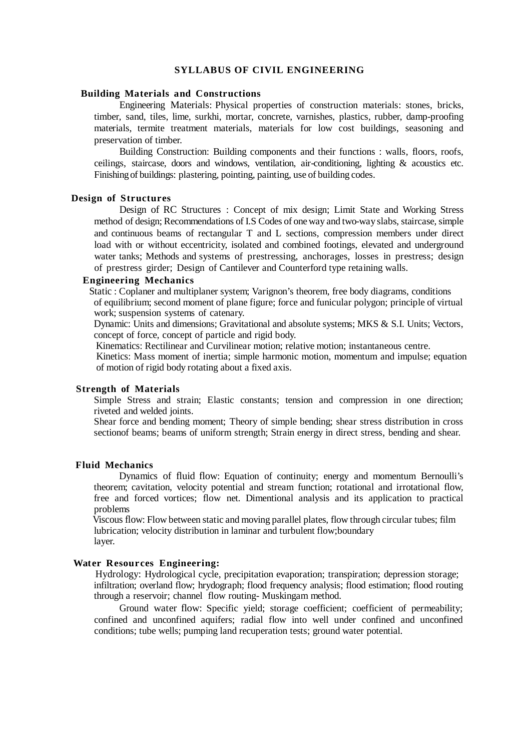# SYLLABUS OF CIVIL ENGINEERING

## Building Materials and Constructions

Engineering Materials: Physical properties of construction materials: stones, bricks, timber, sand, tiles, lime, surkhi, mortar, concrete, varnishes, plastics, rubber, damp-proofing materials, termite treatment materials, materials for low cost buildings, seasoning and preservation of timber.

Building Construction: Building components and their functions : walls, floors, roofs, ceilings, staircase, doors and windows, ventilation, air-conditioning, lighting & acoustics etc. Finishing of buildings: plastering, pointing, painting, use of building codes.

## Design of Structures

Design of RC Structures : Concept of mix design; Limit State and Working Stress method of design; Recommendations of I.S Codes of one way and two-way slabs, staircase, simple and continuous beams of rectangular T and L sections, compression members under direct load with or without eccentricity, isolated and combined footings, elevated and underground water tanks; Methods and systems of prestressing, anchorages, losses in prestress; design of prestress girder; Design of Cantilever and Counterford type retaining walls.

## Engineering Mechanics

Static : Coplaner and multiplaner system; Varignon's theorem, free body diagrams, conditions of equilibrium; second moment of plane figure; force and funicular polygon; principle of virtual work; suspension systems of catenary.

Dynamic: Units and dimensions; Gravitational and absolute systems; MKS & S.I. Units; Vectors, concept of force, concept of particle and rigid body.

Kinematics: Rectilinear and Curvilinear motion; relative motion; instantaneous centre.

Kinetics: Mass moment of inertia; simple harmonic motion, momentum and impulse; equation of motion of rigid body rotating about a fixed axis.

## Strength of Materials

Simple Stress and strain; Elastic constants; tension and compression in one direction; riveted and welded joints.

Shear force and bending moment; Theory of simple bending; shear stress distribution in cross sectionof beams; beams of uniform strength; Strain energy in direct stress, bending and shear.

## Fluid Mechanics

Dynamics of fluid flow: Equation of continuity; energy and momentum Bernoulli's theorem; cavitation, velocity potential and stream function; rotational and irrotational flow, free and forced vortices; flow net. Dimentional analysis and its application to practical problems

Viscous flow: Flow between static and moving parallel plates, flow through circular tubes; film lubrication; velocity distribution in laminar and turbulent flow;boundary layer.

## Water Resources Engineering:

Hydrology: Hydrological cycle, precipitation evaporation; transpiration; depression storage; infiltration; overland flow; hrydograph; flood frequency analysis; flood estimation; flood routing through a reservoir; channel flow routing- Muskingam method.

Ground water flow: Specific yield; storage coefficient; coefficient of permeability; confined and unconfined aquifers; radial flow into well under confined and unconfined conditions; tube wells; pumping land recuperation tests; ground water potential.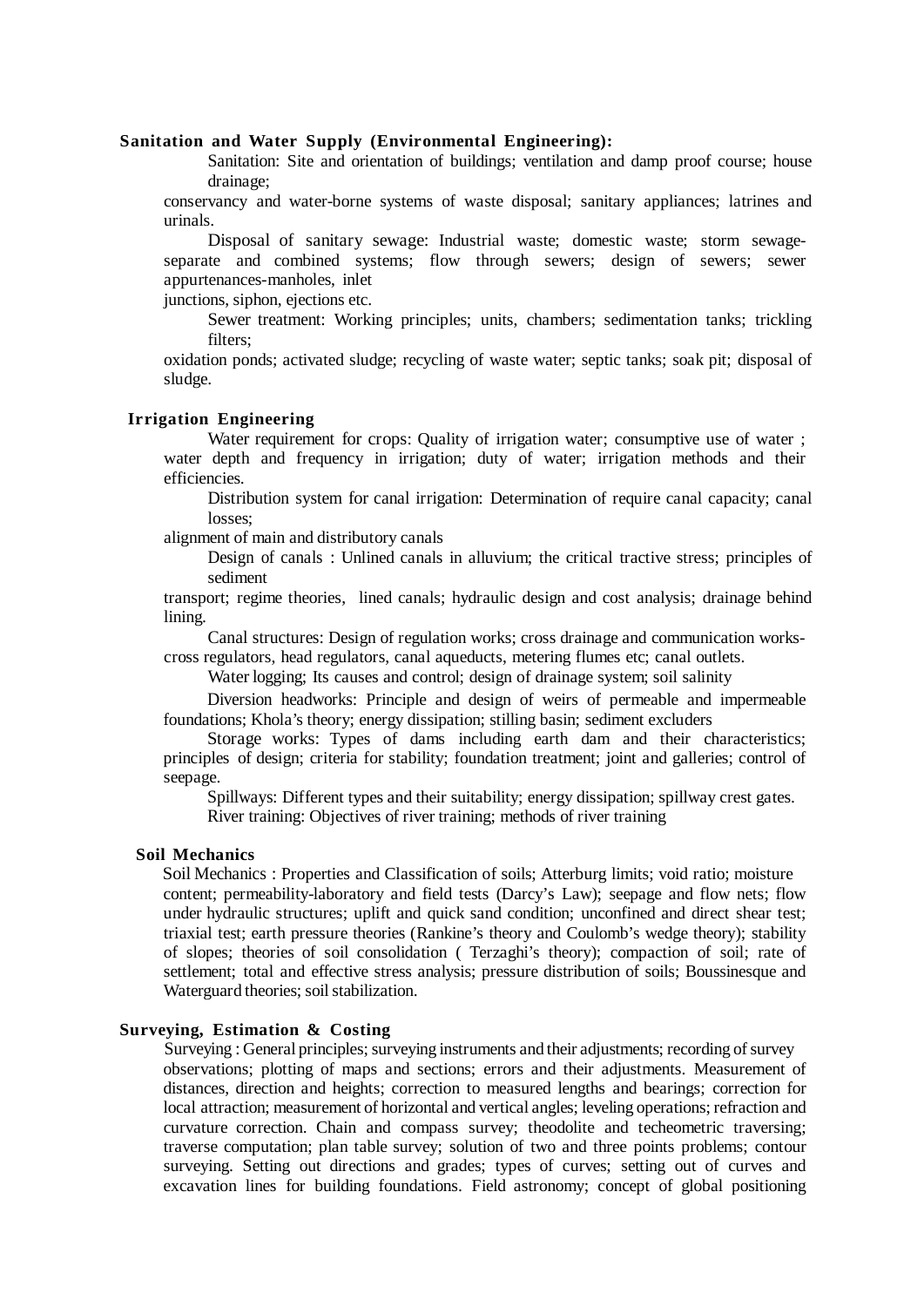**Sanitation and Water Supply (Environmental Engineering):**

Sanitation: Site and orientation of buildings; ventilation and damp proof course; house drainage;
conservancy and water-borne systems of waste disposal; sanitary appliances; latrines and urinals.

Disposal of sanitary sewage: Industrial waste; domestic waste; storm sewage-separate and combined systems; flow through sewers; design of sewers; sewer appurtenances-manholes, inlet
junctions, siphon, ejections etc.

Sewer treatment: Working principles; units, chambers; sedimentation tanks; trickling filters;
oxidation ponds; activated sludge; recycling of waste water; septic tanks; soak pit; disposal of sludge.

**Irrigation Engineering**

Water requirement for crops: Quality of irrigation water; consumptive use of water ; water depth and frequency in irrigation; duty of water; irrigation methods and their efficiencies.

Distribution system for canal irrigation: Determination of require canal capacity; canal losses;
alignment of main and distributory canals

Design of canals : Unlined canals in alluvium; the critical tractive stress; principles of sediment
transport; regime theories, lined canals; hydraulic design and cost analysis; drainage behind lining.

Canal structures: Design of regulation works; cross drainage and communication works-cross regulators, head regulators, canal aqueducts, metering flumes etc; canal outlets.

Water logging; Its causes and control; design of drainage system; soil salinity

Diversion headworks: Principle and design of weirs of permeable and impermeable foundations; Khola's theory; energy dissipation; stilling basin; sediment excluders

Storage works: Types of dams including earth dam and their characteristics; principles of design; criteria for stability; foundation treatment; joint and galleries; control of seepage.

Spillways: Different types and their suitability; energy dissipation; spillway crest gates.

River training: Objectives of river training; methods of river training

**Soil Mechanics**

Soil Mechanics : Properties and Classification of soils; Atterburg limits; void ratio; moisture content; permeability-laboratory and field tests (Darcy's Law); seepage and flow nets; flow under hydraulic structures; uplift and quick sand condition; unconfined and direct shear test; triaxial test; earth pressure theories (Rankine's theory and Coulomb's wedge theory); stability of slopes; theories of soil consolidation ( Terzaghi's theory); compaction of soil; rate of settlement; total and effective stress analysis; pressure distribution of soils; Boussinesque and Waterguard theories; soil stabilization.

**Surveying, Estimation & Costing**

Surveying : General principles; surveying instruments and their adjustments; recording of survey observations; plotting of maps and sections; errors and their adjustments. Measurement of distances, direction and heights; correction to measured lengths and bearings; correction for local attraction; measurement of horizontal and vertical angles; leveling operations; refraction and curvature correction. Chain and compass survey; theodolite and techeometric traversing; traverse computation; plan table survey; solution of two and three points problems; contour surveying. Setting out directions and grades; types of curves; setting out of curves and excavation lines for building foundations. Field astronomy; concept of global positioning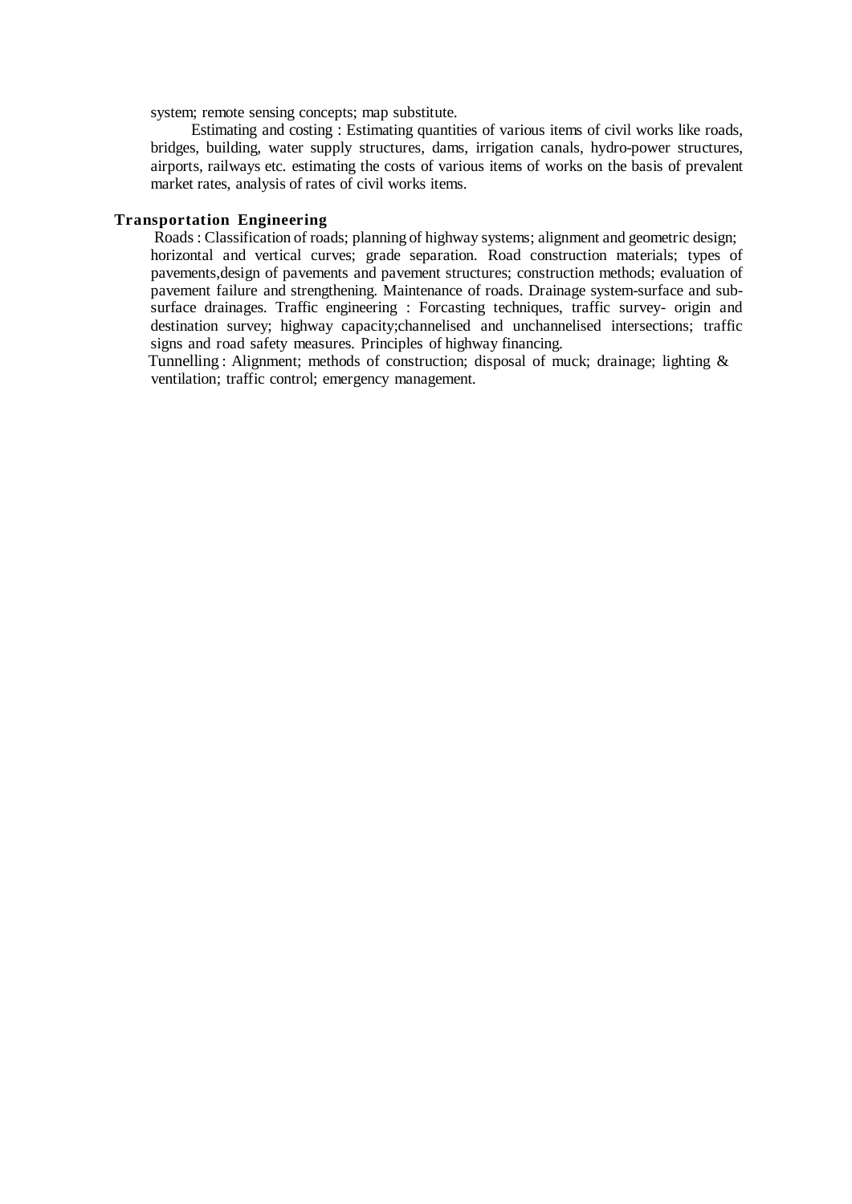system; remote sensing concepts; map substitute.

Estimating and costing : Estimating quantities of various items of civil works like roads, bridges, building, water supply structures, dams, irrigation canals, hydro-power structures, airports, railways etc. estimating the costs of various items of works on the basis of prevalent market rates, analysis of rates of civil works items.

**Transportation Engineering**

Roads : Classification of roads; planning of highway systems; alignment and geometric design; horizontal and vertical curves; grade separation. Road construction materials; types of pavements,design of pavements and pavement structures; construction methods; evaluation of pavement failure and strengthening. Maintenance of roads. Drainage system-surface and sub-surface drainages. Traffic engineering : Forcasting techniques, traffic survey- origin and destination survey; highway capacity;channelised and unchannelised intersections; traffic signs and road safety measures. Principles of highway financing.

Tunnelling : Alignment; methods of construction; disposal of muck; drainage; lighting & ventilation; traffic control; emergency management.